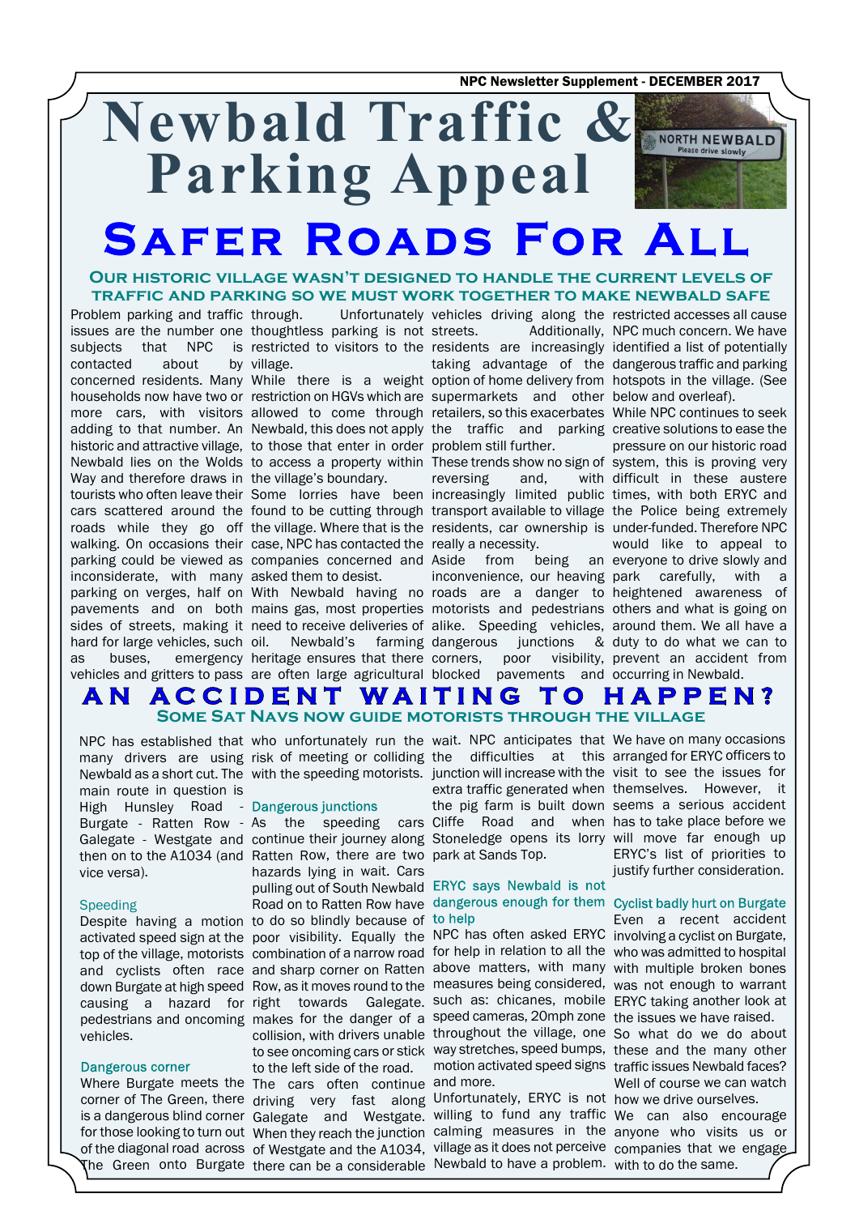NPC Newsletter Supplement - DECEMBER 2017

# Newbald Traffic & Parking Appeal

# Safer Roads For All

### Our historic village wasn't designed to handle the current levels of traffic and parking so we must work together to make Newbald safe

Problem parking and traffic issues are the number one subjects that NPC is contacted about by concerned residents. Many households now have two or more cars, with visitors adding to that number. An historic and attractive village, Newbald lies on the Wolds Way and therefore draws in tourists who often leave their cars scattered around the roads while they go off walking. On occasions their parking could be viewed as inconsiderate, with many parking on verges, half on pavements and on both sides of streets, making it hard for large vehicles, such as buses, emergency vehicles and gritters to pass through. Unfortunately thoughtless parking is not restricted to visitors to the village.

While there is a weight restriction on HGVs which are allowed to come through Newbald, this does not apply to those that enter in order to access a property within the village's boundary. Some lorries have been found to be cutting through the village. Where that is the case, NPC has contacted the companies concerned and asked them to desist.

With Newbald having no mains gas, most properties need to receive deliveries of oil. Newbald's farming heritage ensures that there are often large agricultural vehicles driving along the streets. Additionally, residents are increasingly taking advantage of the option of home delivery from supermarkets and other retailers, so this exacerbates the traffic and parking problem still further.

These trends show no sign of reversing and, with increasingly limited public transport available to village residents, car ownership is really a necessity.

Aside from being an inconvenience, our heaving roads are a danger to motorists and pedestrians alike. Speeding vehicles, dangerous junctions & corners, poor visibility, blocked pavements and restricted accesses all cause NPC much concern. We have identified a list of potentially dangerous traffic and parking hotspots in the village. (See below and overleaf).

While NPC continues to seek creative solutions to ease the pressure on our historic road system, this is proving very difficult in these austere times, with both ERYC and the Police being extremely under-funded. Therefore NPC would like to appeal to everyone to drive slowly and park carefully, with a heightened awareness of others and what is going on around them. We all have a duty to do what we can to prevent an accident from occurring in Newbald.

## An Accident Waiting To Happen?

### Some Sat Navs now guide motorists through the village

NPC has established that many drivers are using Newbald as a short cut. The main route in question is High Hunsley Road - Burgate - Ratten Row - Galegate - Westgate and then on to the A1034 (and vice versa).

#### Speeding

Despite having a motion activated speed sign at the top of the village, motorists and cyclists often race down Burgate at high speed causing a hazard for pedestrians and oncoming vehicles.

#### Dangerous corner

Where Burgate meets the corner of The Green, there is a dangerous blind corner for those looking to turn out of the diagonal road across The Green onto Burgate who unfortunately run the risk of meeting or colliding with the speeding motorists.

#### Dangerous junctions

As the speeding cars continue their journey along Ratten Row, there are two hazards lying in wait. Cars pulling out of South Newbald Road on to Ratten Row have to do so blindly because of poor visibility. Equally the combination of a narrow road and sharp corner on Ratten Row, as it moves round to the right towards Galegate, makes for the danger of a collision, with drivers unable to see oncoming cars or stick to the left side of the road.

The cars often continue driving very fast along Galegate and Westgate. When they reach the junction of Westgate and the A1034, there can be a considerable wait. NPC anticipates that the difficulties at this junction will increase with the extra traffic generated when the pig farm is built down Cliffe Road and when Stoneledge opens its lorry park at Sands Top.

#### ERYC says Newbald is not dangerous enough for them to help

NPC has often asked ERYC for help in relation to all the above matters, with many measures being considered, such as: chicanes, mobile speed cameras, 20mph zone throughout the village, one way stretches, speed bumps, motion activated speed signs and more.

Unfortunately, ERYC is not willing to fund any traffic calming measures in the village as it does not perceive Newbald to have a problem. We have on many occasions arranged for ERYC officers to visit to see the issues for themselves. However, it seems a serious accident has to take place before we will move far enough up ERYC's list of priorities to justify further consideration.

#### Cyclist badly hurt on Burgate

Even a recent accident involving a cyclist on Burgate, who was admitted to hospital with multiple broken bones was not enough to warrant ERYC taking another look at the issues we have raised.

So what do we do about these and the many other traffic issues Newbald faces? Well of course we can watch how we drive ourselves.

We can also encourage anyone who visits us or companies that we engage with to do the same.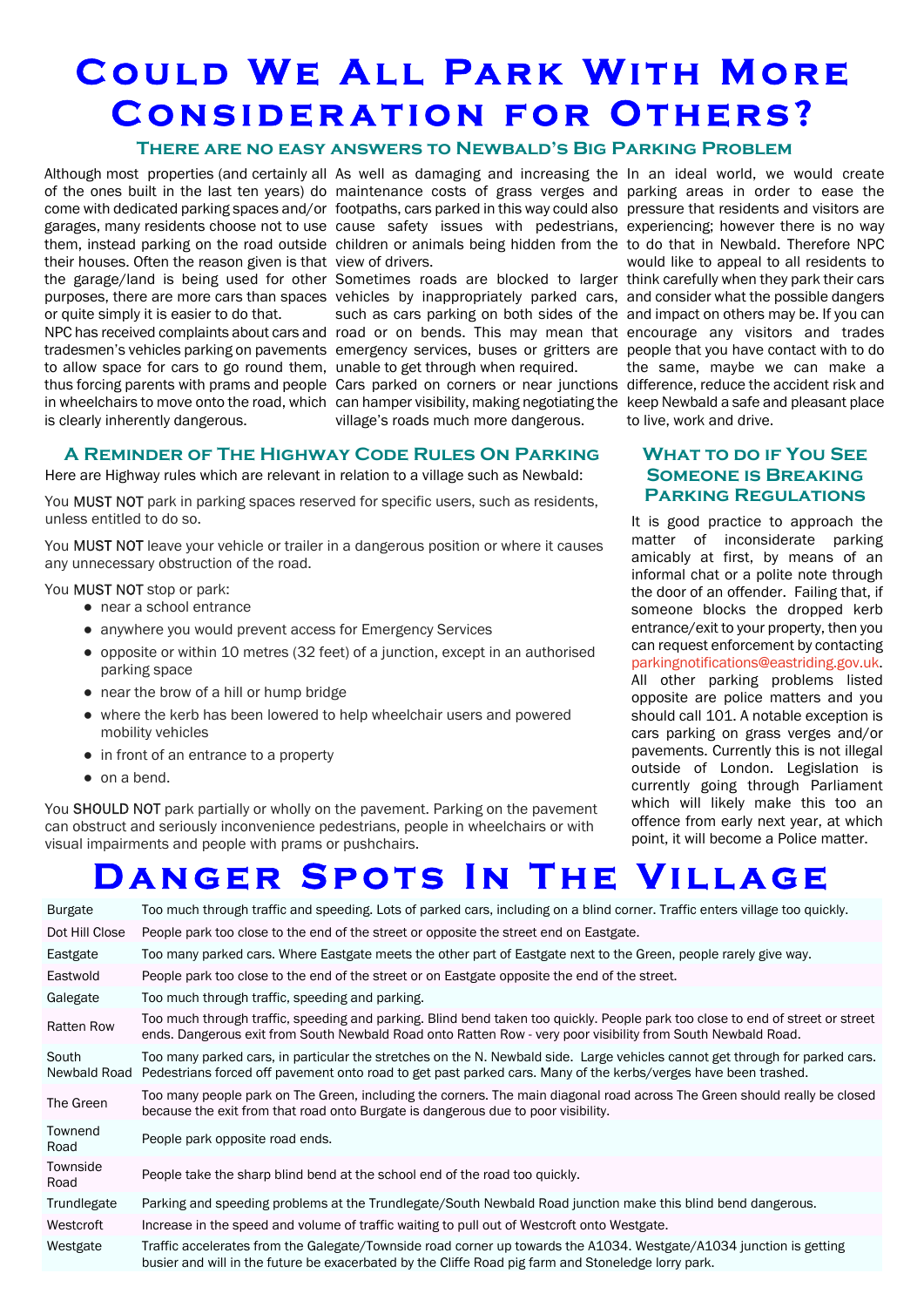# Could We All Park With More Consideration for Others?

## There are no easy answers to Newbald's Big Parking Problem

Although most properties (and certainly all of the ones built in the last ten years) do come with dedicated parking spaces and/or garages, many residents choose not to use them, instead parking on the road outside their houses. Often the reason given is that the garage/land is being used for other purposes, there are more cars than spaces or quite simply it is easier to do that.

NPC has received complaints about cars and tradesmen's vehicles parking on pavements to allow space for cars to go round them, thus forcing parents with prams and people in wheelchairs to move onto the road, which is clearly inherently dangerous.

As well as damaging and increasing the maintenance costs of grass verges and footpaths, cars parked in this way could also cause safety issues with pedestrians, children or animals being hidden from the view of drivers.

Sometimes roads are blocked to larger vehicles by inappropriately parked cars, such as cars parking on both sides of the road or on bends. This may mean that emergency services, buses or gritters are unable to get through when required.

Cars parked on corners or near junctions can hamper visibility, making negotiating the village's roads much more dangerous.

In an ideal world, we would create parking areas in order to ease the pressure that residents and visitors are experiencing; however there is no way to do that in Newbald. Therefore NPC would like to appeal to all residents to think carefully when they park their cars and consider what the possible dangers and impact on others may be. If you can encourage any visitors and trades people that you have contact with to do the same, maybe we can make a difference, reduce the accident risk and keep Newbald a safe and pleasant place to live, work and drive.

## A Reminder of The Highway Code Rules On Parking

Here are Highway rules which are relevant in relation to a village such as Newbald:

You MUST NOT park in parking spaces reserved for specific users, such as residents, unless entitled to do so.

You MUST NOT leave your vehicle or trailer in a dangerous position or where it causes any unnecessary obstruction of the road.

You MUST NOT stop or park:

- near a school entrance
- anywhere you would prevent access for Emergency Services
- opposite or within 10 metres (32 feet) of a junction, except in an authorised parking space
- near the brow of a hill or hump bridge
- where the kerb has been lowered to help wheelchair users and powered mobility vehicles
- in front of an entrance to a property
- on a bend.

You SHOULD NOT park partially or wholly on the pavement. Parking on the pavement can obstruct and seriously inconvenience pedestrians, people in wheelchairs or with visual impairments and people with prams or pushchairs.

## What to do if You See Someone is Breaking Parking Regulations

It is good practice to approach the matter of inconsiderate parking amicably at first, by means of an informal chat or a polite note through the door of an offender. Failing that, if someone blocks the dropped kerb entrance/exit to your property, then you can request enforcement by contacting parkingnotifications@eastriding.gov.uk. All other parking problems listed opposite are police matters and you should call 101. A notable exception is cars parking on grass verges and/or pavements. Currently this is not illegal outside of London. Legislation is currently going through Parliament which will likely make this too an offence from early next year, at which point, it will become a Police matter.

# Danger Spots In The Village

| | |
|---|---|
| Burgate | Too much through traffic and speeding. Lots of parked cars, including on a blind corner. Traffic enters village too quickly. |
| Dot Hill Close | People park too close to the end of the street or opposite the street end on Eastgate. |
| Eastgate | Too many parked cars. Where Eastgate meets the other part of Eastgate next to the Green, people rarely give way. |
| Eastwold | People park too close to the end of the street or on Eastgate opposite the end of the street. |
| Galegate | Too much through traffic, speeding and parking. |
| Ratten Row | Too much through traffic, speeding and parking. Blind bend taken too quickly. People park too close to end of street or street ends. Dangerous exit from South Newbald Road onto Ratten Row - very poor visibility from South Newbald Road. |
| South Newbald Road | Too many parked cars, in particular the stretches on the N. Newbald side. Large vehicles cannot get through for parked cars. Pedestrians forced off pavement onto road to get past parked cars. Many of the kerbs/verges have been trashed. |
| The Green | Too many people park on The Green, including the corners. The main diagonal road across The Green should really be closed because the exit from that road onto Burgate is dangerous due to poor visibility. |
| Townend Road | People park opposite road ends. |
| Townside Road | People take the sharp blind bend at the school end of the road too quickly. |
| Trundlegate | Parking and speeding problems at the Trundlegate/South Newbald Road junction make this blind bend dangerous. |
| Westcroft | Increase in the speed and volume of traffic waiting to pull out of Westcroft onto Westgate. |
| Westgate | Traffic accelerates from the Galegate/Townside road corner up towards the A1034. Westgate/A1034 junction is getting busier and will in the future be exacerbated by the Cliffe Road pig farm and Stoneledge lorry park. |